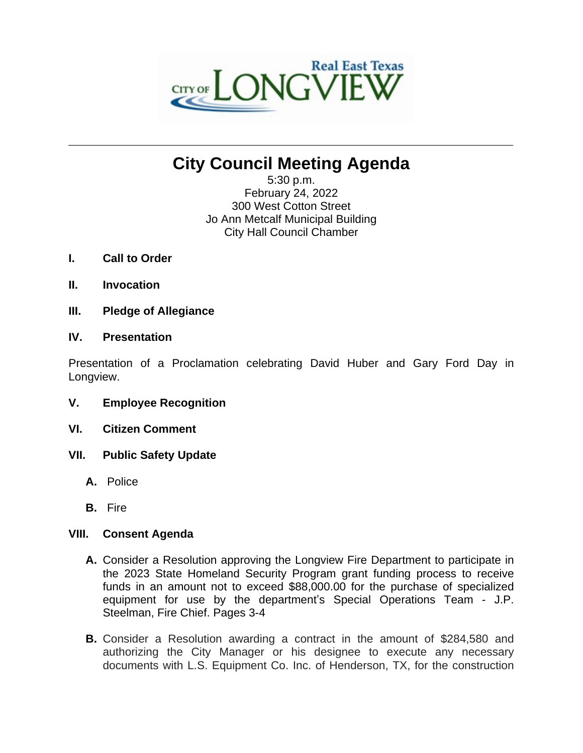CITY OF LONGVIEW — Real East Texas

# City Council Meeting Agenda

5:30 p.m.
February 24, 2022
300 West Cotton Street
Jo Ann Metcalf Municipal Building
City Hall Council Chamber

**I. Call to Order**

**II. Invocation**

**III. Pledge of Allegiance**

**IV. Presentation**

Presentation of a Proclamation celebrating David Huber and Gary Ford Day in Longview.

**V. Employee Recognition**

**VI. Citizen Comment**

**VII. Public Safety Update**

- **A.** Police
- **B.** Fire

**VIII. Consent Agenda**

- **A.** Consider a Resolution approving the Longview Fire Department to participate in the 2023 State Homeland Security Program grant funding process to receive funds in an amount not to exceed $88,000.00 for the purchase of specialized equipment for use by the department's Special Operations Team - J.P. Steelman, Fire Chief. Pages 3-4
- **B.** Consider a Resolution awarding a contract in the amount of $284,580 and authorizing the City Manager or his designee to execute any necessary documents with L.S. Equipment Co. Inc. of Henderson, TX, for the construction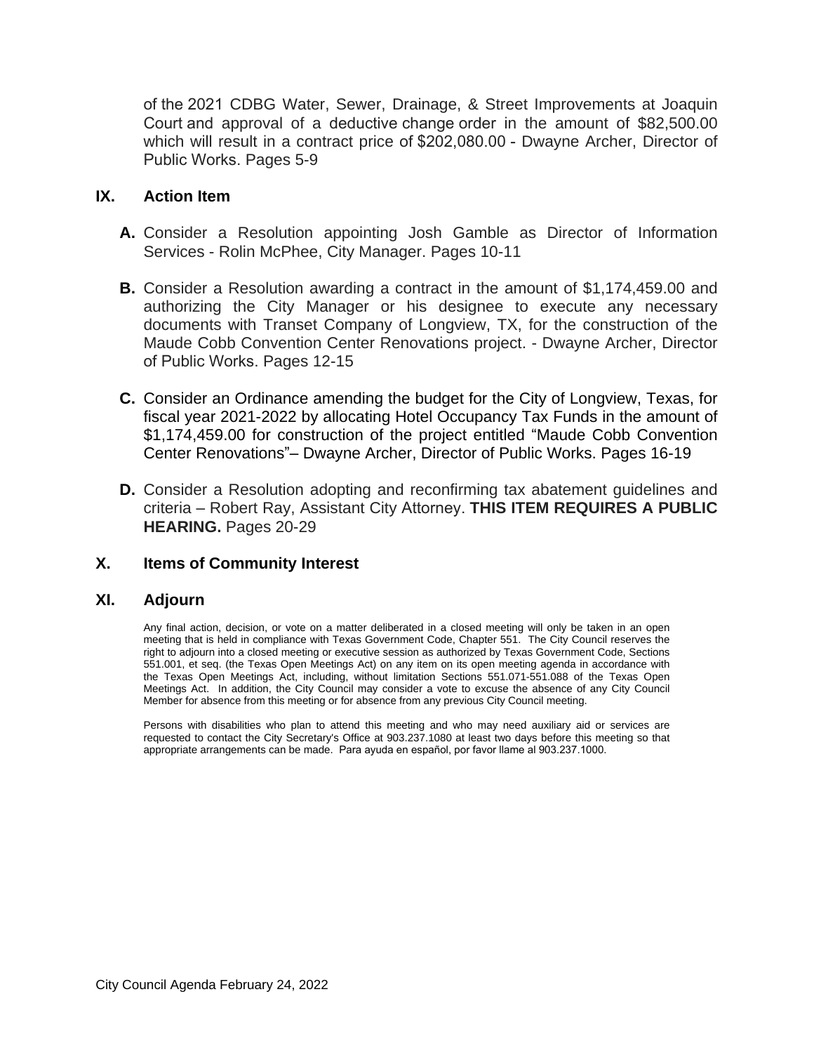of the 2021 CDBG Water, Sewer, Drainage, & Street Improvements at Joaquin Court and approval of a deductive change order in the amount of $82,500.00 which will result in a contract price of $202,080.00 - Dwayne Archer, Director of Public Works. Pages 5-9

## IX. Action Item

**A.** Consider a Resolution appointing Josh Gamble as Director of Information Services - Rolin McPhee, City Manager. Pages 10-11

**B.** Consider a Resolution awarding a contract in the amount of $1,174,459.00 and authorizing the City Manager or his designee to execute any necessary documents with Transet Company of Longview, TX, for the construction of the Maude Cobb Convention Center Renovations project. - Dwayne Archer, Director of Public Works. Pages 12-15

**C.** Consider an Ordinance amending the budget for the City of Longview, Texas, for fiscal year 2021-2022 by allocating Hotel Occupancy Tax Funds in the amount of $1,174,459.00 for construction of the project entitled "Maude Cobb Convention Center Renovations"– Dwayne Archer, Director of Public Works. Pages 16-19

**D.** Consider a Resolution adopting and reconfirming tax abatement guidelines and criteria – Robert Ray, Assistant City Attorney. **THIS ITEM REQUIRES A PUBLIC HEARING.** Pages 20-29

## X. Items of Community Interest

## XI. Adjourn

Any final action, decision, or vote on a matter deliberated in a closed meeting will only be taken in an open meeting that is held in compliance with Texas Government Code, Chapter 551. The City Council reserves the right to adjourn into a closed meeting or executive session as authorized by Texas Government Code, Sections 551.001, et seq. (the Texas Open Meetings Act) on any item on its open meeting agenda in accordance with the Texas Open Meetings Act, including, without limitation Sections 551.071-551.088 of the Texas Open Meetings Act. In addition, the City Council may consider a vote to excuse the absence of any City Council Member for absence from this meeting or for absence from any previous City Council meeting.

Persons with disabilities who plan to attend this meeting and who may need auxiliary aid or services are requested to contact the City Secretary's Office at 903.237.1080 at least two days before this meeting so that appropriate arrangements can be made. Para ayuda en español, por favor llame al 903.237.1000.